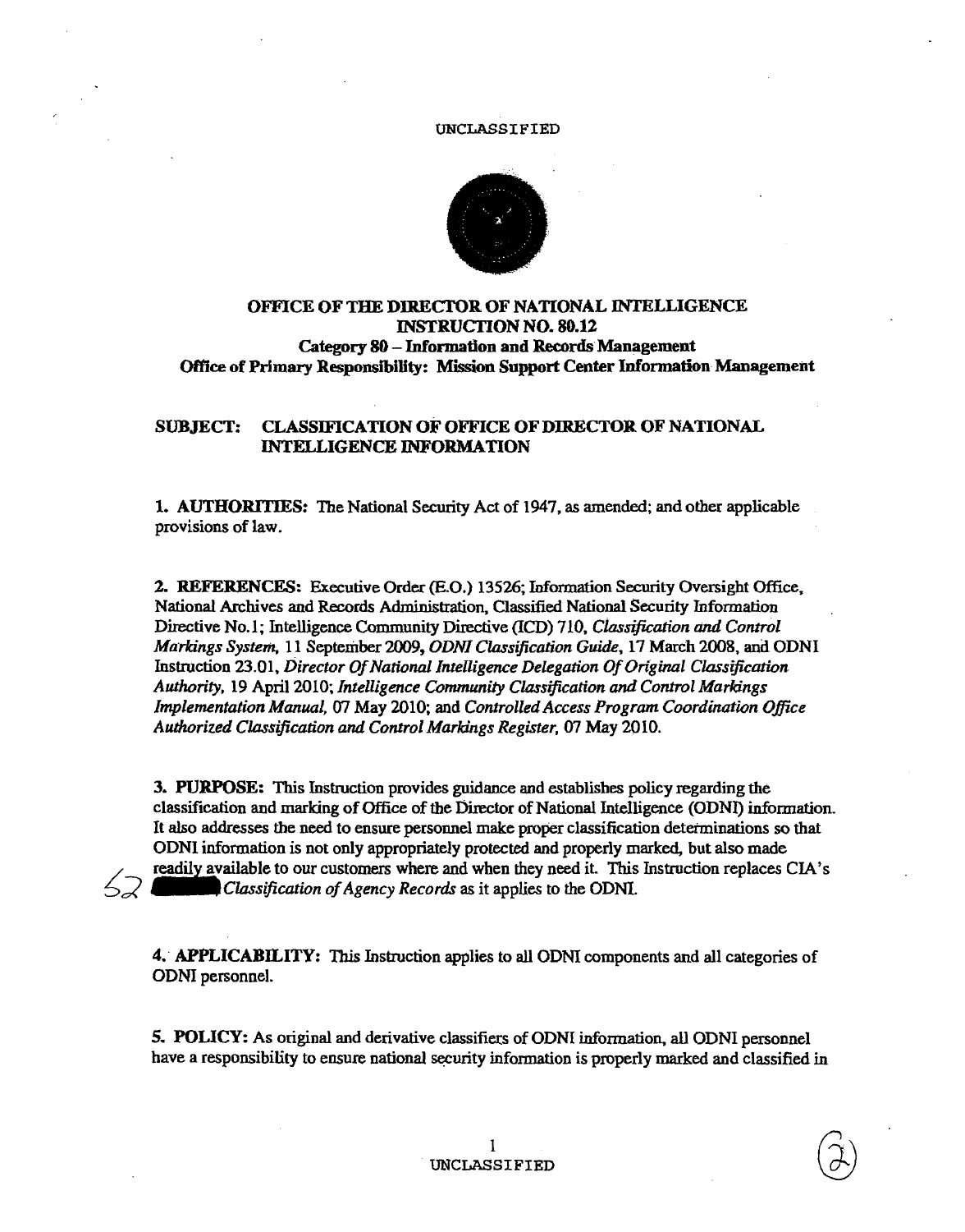UNCLASSIFIED

**OFFICE OF THE DIRECTOR OF NATIONAL INTELLIGENCE**
**INSTRUCTION NO. 80.12**
**Category 80 – Information and Records Management**
**Office of Primary Responsibility: Mission Support Center Information Management**

**SUBJECT: CLASSIFICATION OF OFFICE OF DIRECTOR OF NATIONAL INTELLIGENCE INFORMATION**

**1. AUTHORITIES:** The National Security Act of 1947, as amended; and other applicable provisions of law.

**2. REFERENCES:** Executive Order (E.O.) 13526; Information Security Oversight Office, National Archives and Records Administration, Classified National Security Information Directive No.1; Intelligence Community Directive (ICD) 710, *Classification and Control Markings System,* 11 September 2009, *ODNI Classification Guide*, 17 March 2008, and ODNI Instruction 23.01, *Director Of National Intelligence Delegation Of Original Classification Authority,* 19 April 2010; *Intelligence Community Classification and Control Markings Implementation Manual,* 07 May 2010; and *Controlled Access Program Coordination Office Authorized Classification and Control Markings Register,* 07 May 2010.

**3. PURPOSE:** This Instruction provides guidance and establishes policy regarding the classification and marking of Office of the Director of National Intelligence (ODNI) information. It also addresses the need to ensure personnel make proper classification determinations so that ODNI information is not only appropriately protected and properly marked, but also made readily available to our customers where and when they need it. This Instruction replaces CIA's *Classification of Agency Records* as it applies to the ODNI.

**4. APPLICABILITY:** This Instruction applies to all ODNI components and all categories of ODNI personnel.

**5. POLICY:** As original and derivative classifiers of ODNI information, all ODNI personnel have a responsibility to ensure national security information is properly marked and classified in

UNCLASSIFIED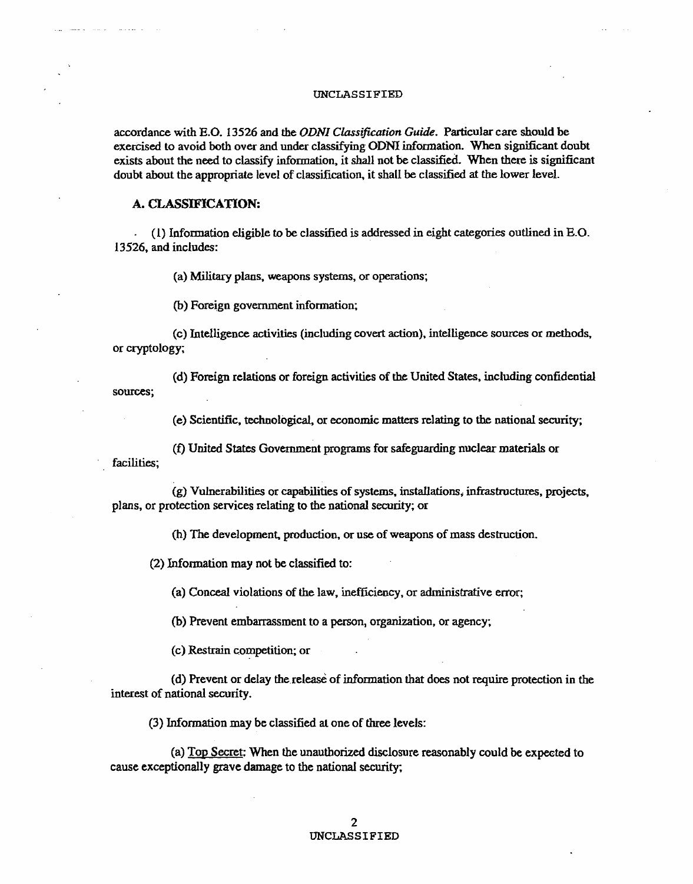accordance with E.O. 13526 and the *ODNI Classification Guide*. Particular care should be exercised to avoid both over and under classifying ODNI information. When significant doubt exists about the need to classify information, it shall not be classified. When there is significant doubt about the appropriate level of classification, it shall be classified at the lower level.

**A. CLASSIFICATION:**

(1) Information eligible to be classified is addressed in eight categories outlined in E.O. 13526, and includes:

(a) Military plans, weapons systems, or operations;

(b) Foreign government information;

(c) Intelligence activities (including covert action), intelligence sources or methods, or cryptology;

(d) Foreign relations or foreign activities of the United States, including confidential sources;

(e) Scientific, technological, or economic matters relating to the national security;

(f) United States Government programs for safeguarding nuclear materials or facilities;

(g) Vulnerabilities or capabilities of systems, installations, infrastructures, projects, plans, or protection services relating to the national security; or

(h) The development, production, or use of weapons of mass destruction.

(2) Information may not be classified to:

(a) Conceal violations of the law, inefficiency, or administrative error;

(b) Prevent embarrassment to a person, organization, or agency;

(c) Restrain competition; or

(d) Prevent or delay the release of information that does not require protection in the interest of national security.

(3) Information may be classified at one of three levels:

(a) Top Secret: When the unauthorized disclosure reasonably could be expected to cause exceptionally grave damage to the national security;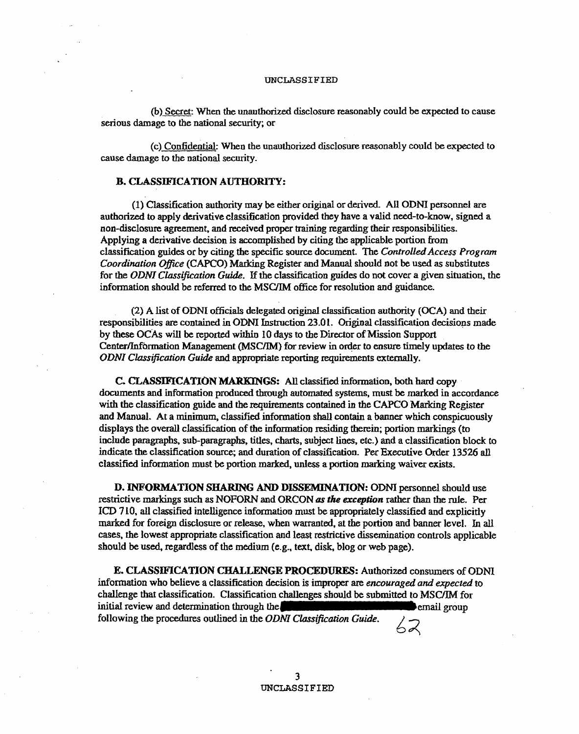UNCLASSIFIED

(b) Secret: When the unauthorized disclosure reasonably could be expected to cause serious damage to the national security; or

(c) Confidential: When the unauthorized disclosure reasonably could be expected to cause damage to the national security.

**B. CLASSIFICATION AUTHORITY:**

(1) Classification authority may be either original or derived. All ODNI personnel are authorized to apply derivative classification provided they have a valid need-to-know, signed a non-disclosure agreement, and received proper training regarding their responsibilities. Applying a derivative decision is accomplished by citing the applicable portion from classification guides or by citing the specific source document. The *Controlled Access Program Coordination Office* (CAPCO) Marking Register and Manual should not be used as substitutes for the *ODNI Classification Guide*. If the classification guides do not cover a given situation, the information should be referred to the MSC/IM office for resolution and guidance.

(2) A list of ODNI officials delegated original classification authority (OCA) and their responsibilities are contained in ODNI Instruction 23.01. Original classification decisions made by these OCAs will be reported within 10 days to the Director of Mission Support Center/Information Management (MSC/IM) for review in order to ensure timely updates to the *ODNI Classification Guide* and appropriate reporting requirements externally.

**C. CLASSIFICATION MARKINGS:** All classified information, both hard copy documents and information produced through automated systems, must be marked in accordance with the classification guide and the requirements contained in the CAPCO Marking Register and Manual. At a minimum, classified information shall contain a banner which conspicuously displays the overall classification of the information residing therein; portion markings (to include paragraphs, sub-paragraphs, titles, charts, subject lines, etc.) and a classification block to indicate the classification source; and duration of classification. Per Executive Order 13526 all classified information must be portion marked, unless a portion marking waiver exists.

**D. INFORMATION SHARING AND DISSEMINATION:** ODNI personnel should use restrictive markings such as NOFORN and ORCON ***as the exception*** rather than the rule. Per ICD 710, all classified intelligence information must be appropriately classified and explicitly marked for foreign disclosure or release, when warranted, at the portion and banner level. In all cases, the lowest appropriate classification and least restrictive dissemination controls applicable should be used, regardless of the medium (e.g., text, disk, blog or web page).

**E. CLASSIFICATION CHALLENGE PROCEDURES:** Authorized consumers of ODNI information who believe a classification decision is improper are *encouraged and expected* to challenge that classification. Classification challenges should be submitted to MSC/IM for initial review and determination through the [REDACTED] email group following the procedures outlined in the *ODNI Classification Guide*.

62

UNCLASSIFIED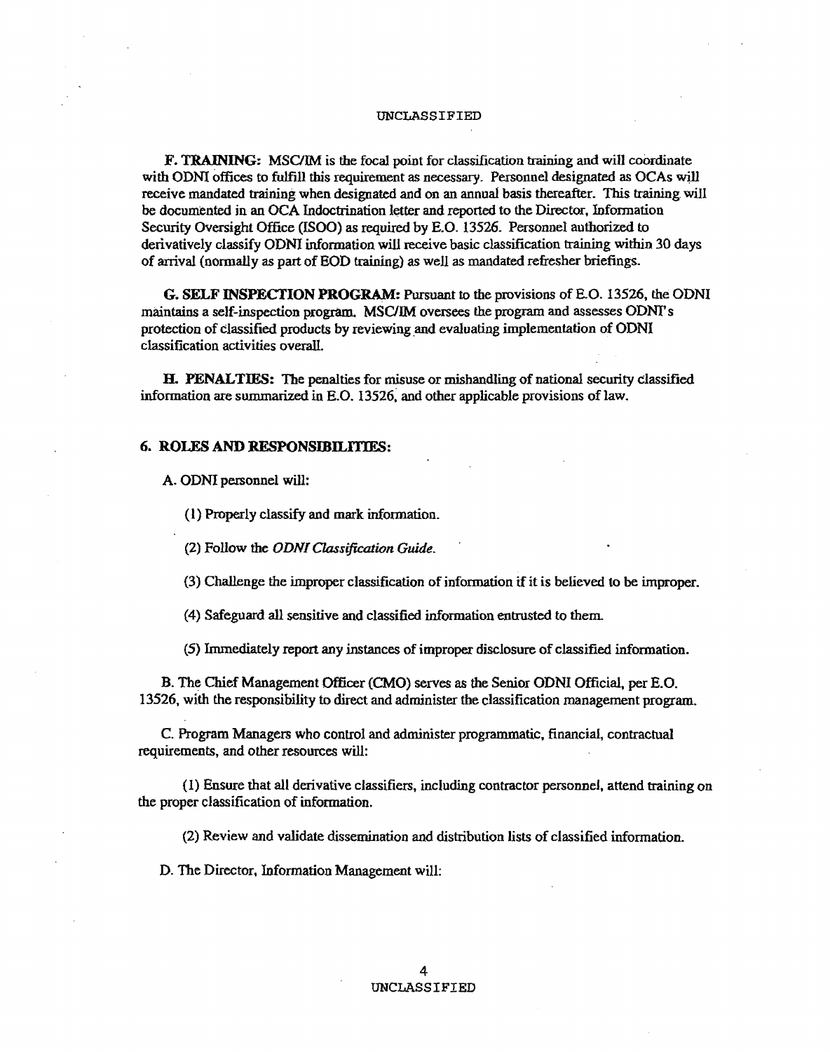**F. TRAINING:** MSC/IM is the focal point for classification training and will coordinate with ODNI offices to fulfill this requirement as necessary. Personnel designated as OCAs will receive mandated training when designated and on an annual basis thereafter. This training will be documented in an OCA Indoctrination letter and reported to the Director, Information Security Oversight Office (ISOO) as required by E.O. 13526. Personnel authorized to derivatively classify ODNI information will receive basic classification training within 30 days of arrival (normally as part of EOD training) as well as mandated refresher briefings.

**G. SELF INSPECTION PROGRAM:** Pursuant to the provisions of E.O. 13526, the ODNI maintains a self-inspection program. MSC/IM oversees the program and assesses ODNI's protection of classified products by reviewing and evaluating implementation of ODNI classification activities overall.

**H. PENALTIES:** The penalties for misuse or mishandling of national security classified information are summarized in E.O. 13526, and other applicable provisions of law.

## 6. ROLES AND RESPONSIBILITIES:

A. ODNI personnel will:

(1) Properly classify and mark information.

(2) Follow the *ODNI Classification Guide*.

(3) Challenge the improper classification of information if it is believed to be improper.

(4) Safeguard all sensitive and classified information entrusted to them.

(5) Immediately report any instances of improper disclosure of classified information.

B. The Chief Management Officer (CMO) serves as the Senior ODNI Official, per E.O. 13526, with the responsibility to direct and administer the classification management program.

C. Program Managers who control and administer programmatic, financial, contractual requirements, and other resources will:

(1) Ensure that all derivative classifiers, including contractor personnel, attend training on the proper classification of information.

(2) Review and validate dissemination and distribution lists of classified information.

D. The Director, Information Management will: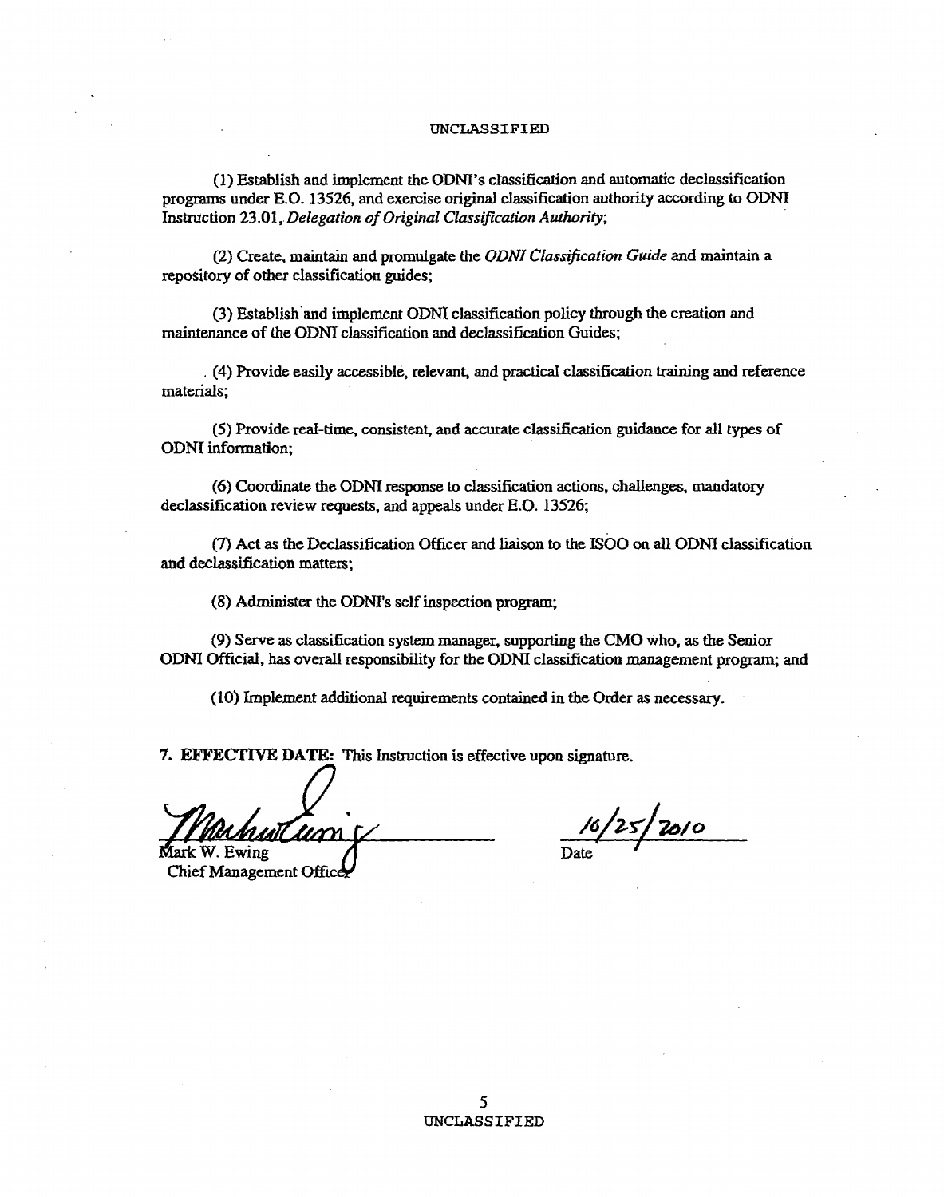UNCLASSIFIED

(1) Establish and implement the ODNI's classification and automatic declassification programs under E.O. 13526, and exercise original classification authority according to ODNI Instruction 23.01, *Delegation of Original Classification Authority*;

(2) Create, maintain and promulgate the *ODNI Classification Guide* and maintain a repository of other classification guides;

(3) Establish and implement ODNI classification policy through the creation and maintenance of the ODNI classification and declassification Guides;

(4) Provide easily accessible, relevant, and practical classification training and reference materials;

(5) Provide real-time, consistent, and accurate classification guidance for all types of ODNI information;

(6) Coordinate the ODNI response to classification actions, challenges, mandatory declassification review requests, and appeals under E.O. 13526;

(7) Act as the Declassification Officer and liaison to the ISOO on all ODNI classification and declassification matters;

(8) Administer the ODNI's self inspection program;

(9) Serve as classification system manager, supporting the CMO who, as the Senior ODNI Official, has overall responsibility for the ODNI classification management program; and

(10) Implement additional requirements contained in the Order as necessary.

**7. EFFECTIVE DATE:** This Instruction is effective upon signature.

Mark W. Ewing
Chief Management Officer

10/25/2010
Date

UNCLASSIFIED